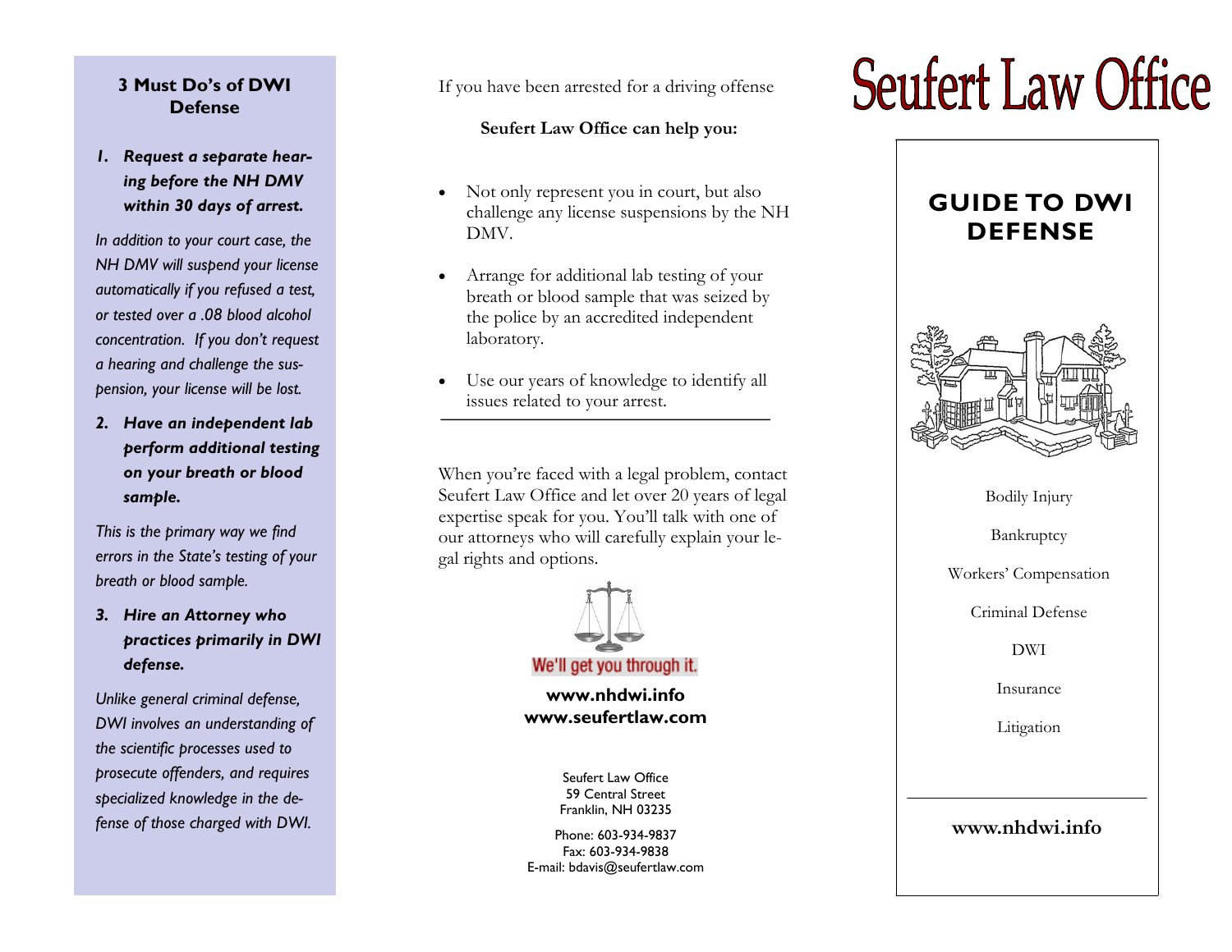## 3 Must Do's of DWI Defense

1. ***Request a separate hearing before the NH DMV within 30 days of arrest.***

*In addition to your court case, the NH DMV will suspend your license automatically if you refused a test, or tested over a .08 blood alcohol concentration. If you don't request a hearing and challenge the suspension, your license will be lost.*

2. ***Have an independent lab perform additional testing on your breath or blood sample.***

*This is the primary way we find errors in the State's testing of your breath or blood sample.*

3. ***Hire an Attorney who practices primarily in DWI defense.***

*Unlike general criminal defense, DWI involves an understanding of the scientific processes used to prosecute offenders, and requires specialized knowledge in the defense of those charged with DWI.*

If you have been arrested for a driving offense

**Seufert Law Office can help you:**

- Not only represent you in court, but also challenge any license suspensions by the NH DMV.
- Arrange for additional lab testing of your breath or blood sample that was seized by the police by an accredited independent laboratory.
- Use our years of knowledge to identify all issues related to your arrest.

---

When you're faced with a legal problem, contact Seufert Law Office and let over 20 years of legal expertise speak for you. You'll talk with one of our attorneys who will carefully explain your legal rights and options.

We'll get you through it.

**www.nhdwi.info**
**www.seufertlaw.com**

Seufert Law Office
59 Central Street
Franklin, NH 03235

Phone: 603-934-9837
Fax: 603-934-9838
E-mail: bdavis@seufertlaw.com

# Seufert Law Office

## GUIDE TO DWI DEFENSE

Bodily Injury

Bankruptcy

Workers' Compensation

Criminal Defense

DWI

Insurance

Litigation

---

**www.nhdwi.info**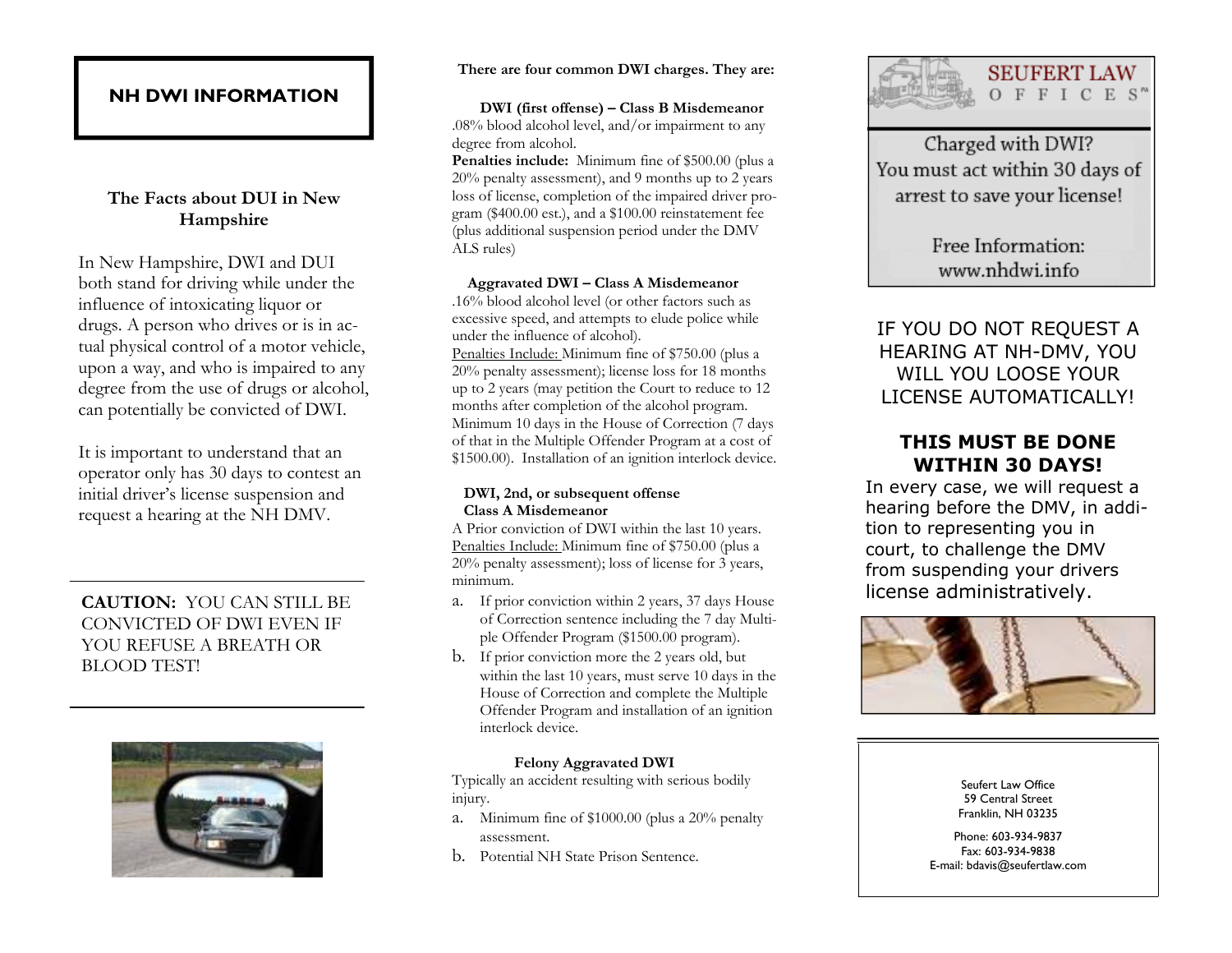# NH DWI INFORMATION

## The Facts about DUI in New Hampshire

In New Hampshire, DWI and DUI both stand for driving while under the influence of intoxicating liquor or drugs. A person who drives or is in actual physical control of a motor vehicle, upon a way, and who is impaired to any degree from the use of drugs or alcohol, can potentially be convicted of DWI.

It is important to understand that an operator only has 30 days to contest an initial driver's license suspension and request a hearing at the NH DMV.

**CAUTION:** YOU CAN STILL BE CONVICTED OF DWI EVEN IF YOU REFUSE A BREATH OR BLOOD TEST!

**There are four common DWI charges. They are:**

**DWI (first offense) – Class B Misdemeanor**

.08% blood alcohol level, and/or impairment to any degree from alcohol.

**Penalties include:** Minimum fine of $500.00 (plus a 20% penalty assessment), and 9 months up to 2 years loss of license, completion of the impaired driver program ($400.00 est.), and a $100.00 reinstatement fee (plus additional suspension period under the DMV ALS rules)

**Aggravated DWI – Class A Misdemeanor**

.16% blood alcohol level (or other factors such as excessive speed, and attempts to elude police while under the influence of alcohol).

Penalties Include: Minimum fine of $750.00 (plus a 20% penalty assessment); license loss for 18 months up to 2 years (may petition the Court to reduce to 12 months after completion of the alcohol program. Minimum 10 days in the House of Correction (7 days of that in the Multiple Offender Program at a cost of $1500.00). Installation of an ignition interlock device.

**DWI, 2nd, or subsequent offense Class A Misdemeanor**

A Prior conviction of DWI within the last 10 years.

Penalties Include: Minimum fine of $750.00 (plus a 20% penalty assessment); loss of license for 3 years, minimum.

a. If prior conviction within 2 years, 37 days House of Correction sentence including the 7 day Multiple Offender Program ($1500.00 program).
b. If prior conviction more the 2 years old, but within the last 10 years, must serve 10 days in the House of Correction and complete the Multiple Offender Program and installation of an ignition interlock device.

**Felony Aggravated DWI**

Typically an accident resulting with serious bodily injury.

a. Minimum fine of $1000.00 (plus a 20% penalty assessment.
b. Potential NH State Prison Sentence.

SEUFERT LAW OFFICES

Charged with DWI? You must act within 30 days of arrest to save your license!

Free Information: www.nhdwi.info

IF YOU DO NOT REQUEST A HEARING AT NH-DMV, YOU WILL YOU LOOSE YOUR LICENSE AUTOMATICALLY!

**THIS MUST BE DONE WITHIN 30 DAYS!**

In every case, we will request a hearing before the DMV, in addition to representing you in court, to challenge the DMV from suspending your drivers license administratively.

Seufert Law Office
59 Central Street
Franklin, NH 03235

Phone: 603-934-9837
Fax: 603-934-9838
E-mail: bdavis@seufertlaw.com